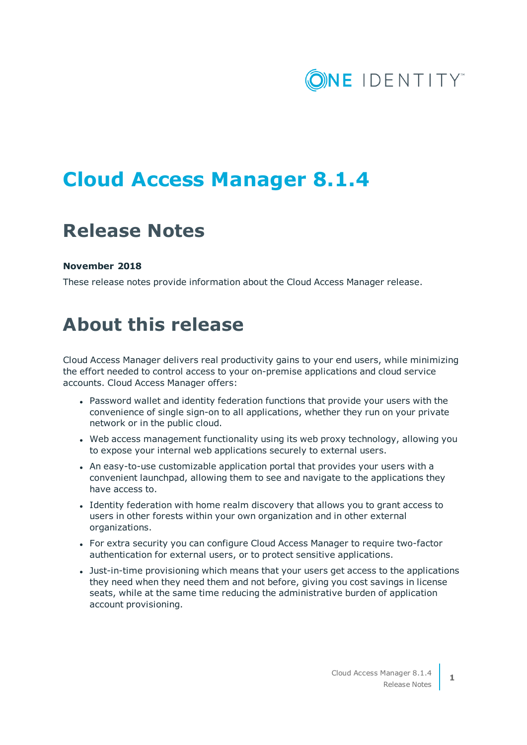# Cloud Access Manager 8.1.4

## Release Notes

**November 2018**

These release notes provide information about the Cloud Access Manager release.

## About this release

Cloud Access Manager delivers real productivity gains to your end users, while minimizing the effort needed to control access to your on-premise applications and cloud service accounts. Cloud Access Manager offers:

- Password wallet and identity federation functions that provide your users with the convenience of single sign-on to all applications, whether they run on your private network or in the public cloud.
- Web access management functionality using its web proxy technology, allowing you to expose your internal web applications securely to external users.
- An easy-to-use customizable application portal that provides your users with a convenient launchpad, allowing them to see and navigate to the applications they have access to.
- Identity federation with home realm discovery that allows you to grant access to users in other forests within your own organization and in other external organizations.
- For extra security you can configure Cloud Access Manager to require two-factor authentication for external users, or to protect sensitive applications.
- Just-in-time provisioning which means that your users get access to the applications they need when they need them and not before, giving you cost savings in license seats, while at the same time reducing the administrative burden of application account provisioning.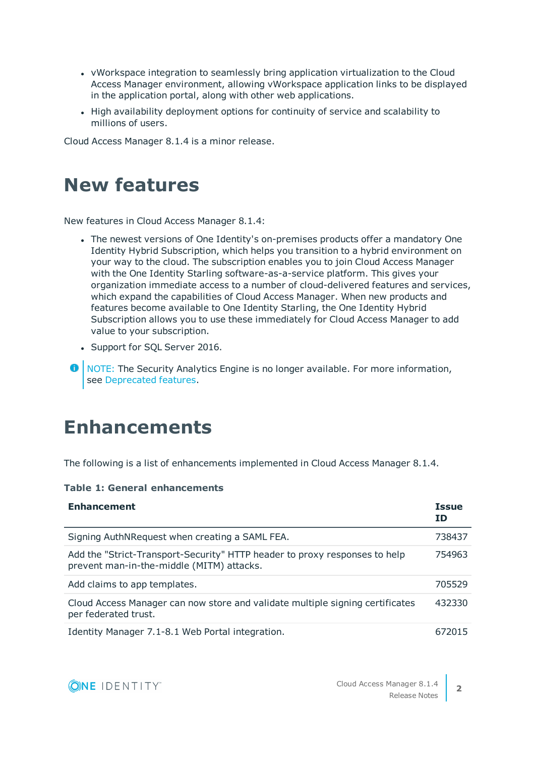- vWorkspace integration to seamlessly bring application virtualization to the Cloud Access Manager environment, allowing vWorkspace application links to be displayed in the application portal, along with other web applications.
- High availability deployment options for continuity of service and scalability to millions of users.

Cloud Access Manager 8.1.4 is a minor release.

# New features

New features in Cloud Access Manager 8.1.4:

- The newest versions of One Identity's on-premises products offer a mandatory One Identity Hybrid Subscription, which helps you transition to a hybrid environment on your way to the cloud. The subscription enables you to join Cloud Access Manager with the One Identity Starling software-as-a-service platform. This gives your organization immediate access to a number of cloud-delivered features and services, which expand the capabilities of Cloud Access Manager. When new products and features become available to One Identity Starling, the One Identity Hybrid Subscription allows you to use these immediately for Cloud Access Manager to add value to your subscription.
- Support for SQL Server 2016.

NOTE: The Security Analytics Engine is no longer available. For more information, see Deprecated features.

# Enhancements

The following is a list of enhancements implemented in Cloud Access Manager 8.1.4.

**Table 1: General enhancements**

| Enhancement | Issue ID |
| --- | --- |
| Signing AuthNRequest when creating a SAML FEA. | 738437 |
| Add the "Strict-Transport-Security" HTTP header to proxy responses to help prevent man-in-the-middle (MITM) attacks. | 754963 |
| Add claims to app templates. | 705529 |
| Cloud Access Manager can now store and validate multiple signing certificates per federated trust. | 432330 |
| Identity Manager 7.1-8.1 Web Portal integration. | 672015 |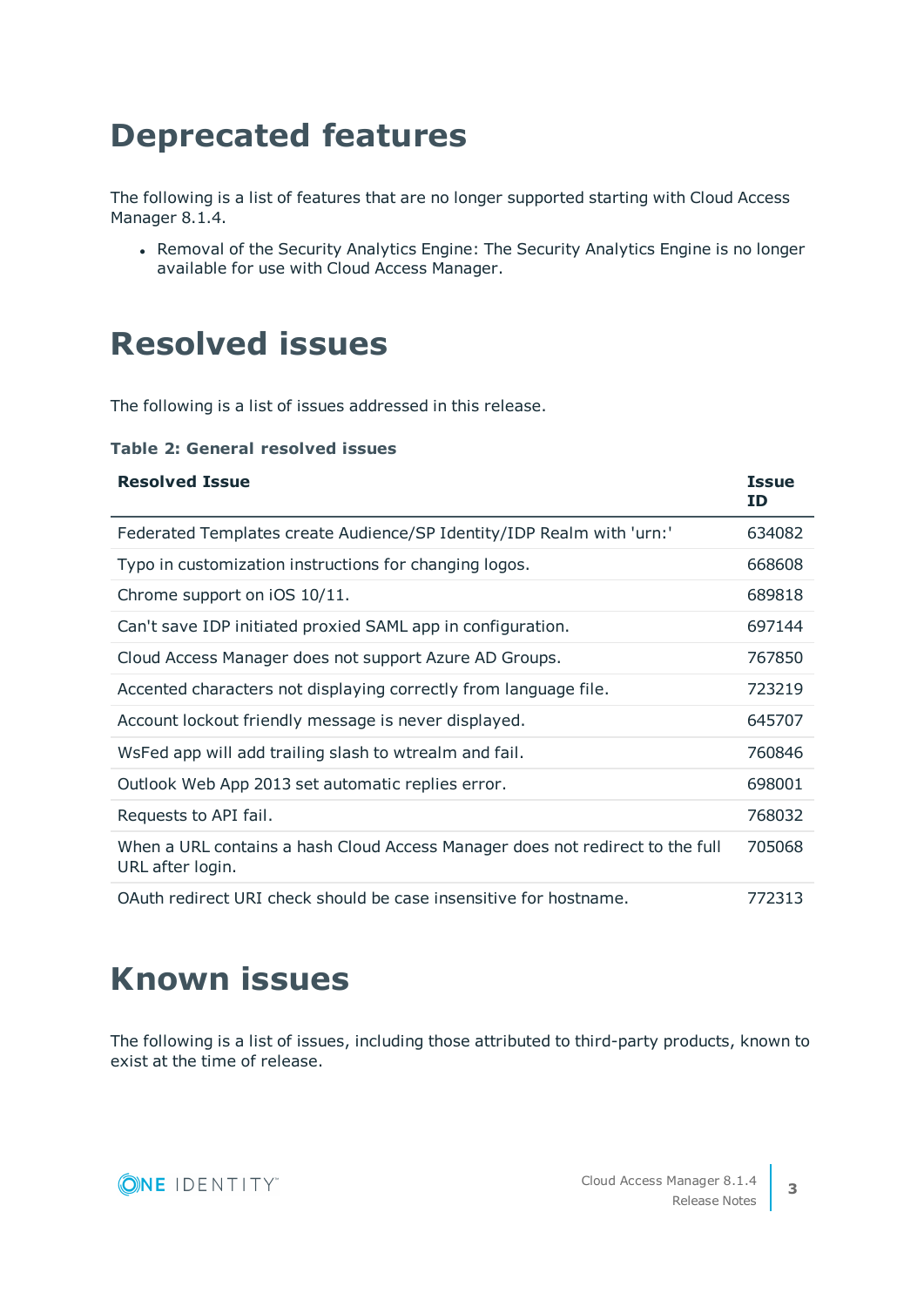# Deprecated features

The following is a list of features that are no longer supported starting with Cloud Access Manager 8.1.4.

- Removal of the Security Analytics Engine: The Security Analytics Engine is no longer available for use with Cloud Access Manager.

# Resolved issues

The following is a list of issues addressed in this release.

**Table 2: General resolved issues**

| Resolved Issue | Issue ID |
|---|---|
| Federated Templates create Audience/SP Identity/IDP Realm with 'urn:' | 634082 |
| Typo in customization instructions for changing logos. | 668608 |
| Chrome support on iOS 10/11. | 689818 |
| Can't save IDP initiated proxied SAML app in configuration. | 697144 |
| Cloud Access Manager does not support Azure AD Groups. | 767850 |
| Accented characters not displaying correctly from language file. | 723219 |
| Account lockout friendly message is never displayed. | 645707 |
| WsFed app will add trailing slash to wtrealm and fail. | 760846 |
| Outlook Web App 2013 set automatic replies error. | 698001 |
| Requests to API fail. | 768032 |
| When a URL contains a hash Cloud Access Manager does not redirect to the full URL after login. | 705068 |
| OAuth redirect URI check should be case insensitive for hostname. | 772313 |

# Known issues

The following is a list of issues, including those attributed to third-party products, known to exist at the time of release.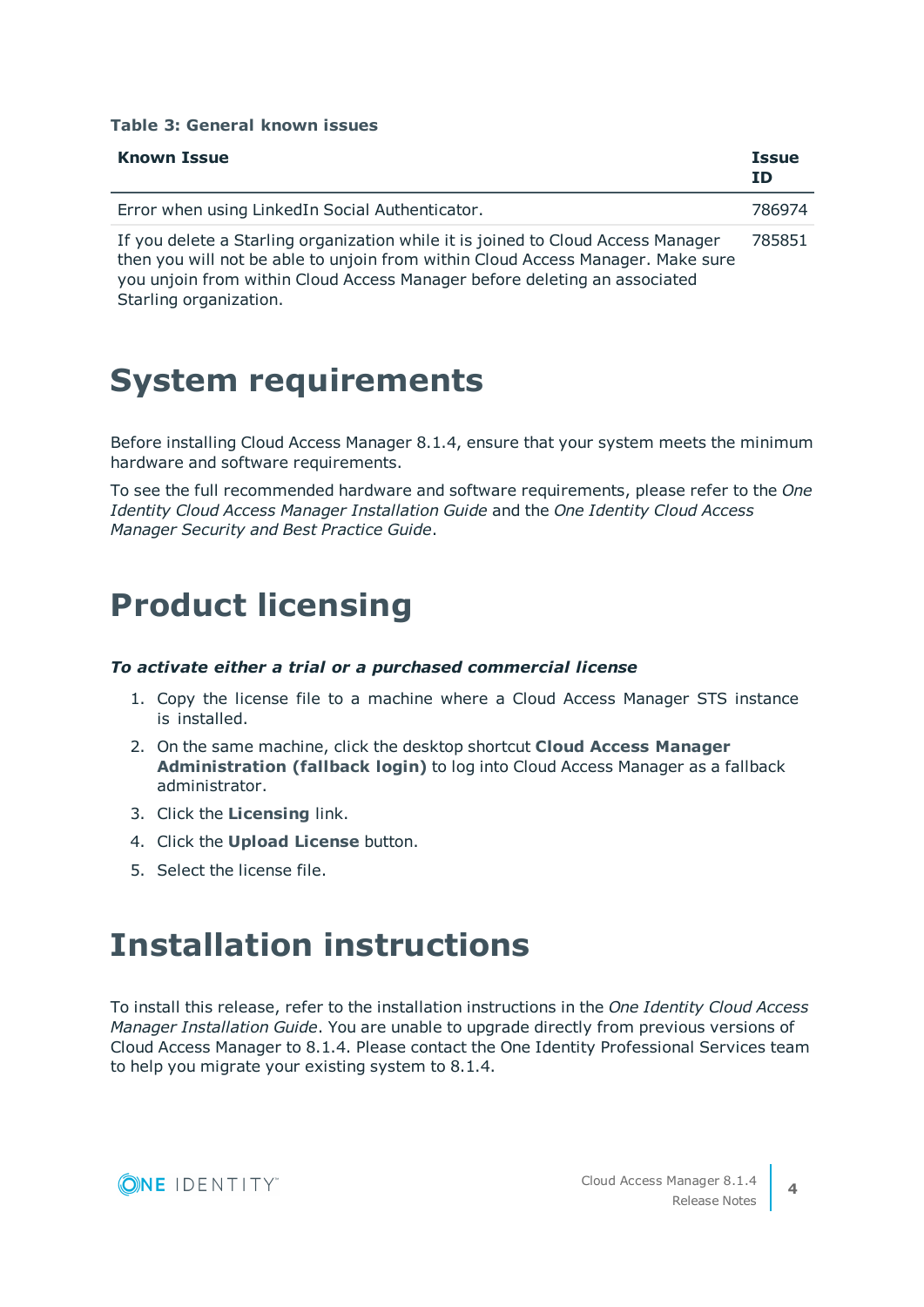**Table 3: General known issues**

| Known Issue | Issue ID |
|---|---|
| Error when using LinkedIn Social Authenticator. | 786974 |
| If you delete a Starling organization while it is joined to Cloud Access Manager then you will not be able to unjoin from within Cloud Access Manager. Make sure you unjoin from within Cloud Access Manager before deleting an associated Starling organization. | 785851 |

# System requirements

Before installing Cloud Access Manager 8.1.4, ensure that your system meets the minimum hardware and software requirements.

To see the full recommended hardware and software requirements, please refer to the *One Identity Cloud Access Manager Installation Guide* and the *One Identity Cloud Access Manager Security and Best Practice Guide*.

# Product licensing

***To activate either a trial or a purchased commercial license***

1. Copy the license file to a machine where a Cloud Access Manager STS instance is installed.
2. On the same machine, click the desktop shortcut **Cloud Access Manager Administration (fallback login)** to log into Cloud Access Manager as a fallback administrator.
3. Click the **Licensing** link.
4. Click the **Upload License** button.
5. Select the license file.

# Installation instructions

To install this release, refer to the installation instructions in the *One Identity Cloud Access Manager Installation Guide*. You are unable to upgrade directly from previous versions of Cloud Access Manager to 8.1.4. Please contact the One Identity Professional Services team to help you migrate your existing system to 8.1.4.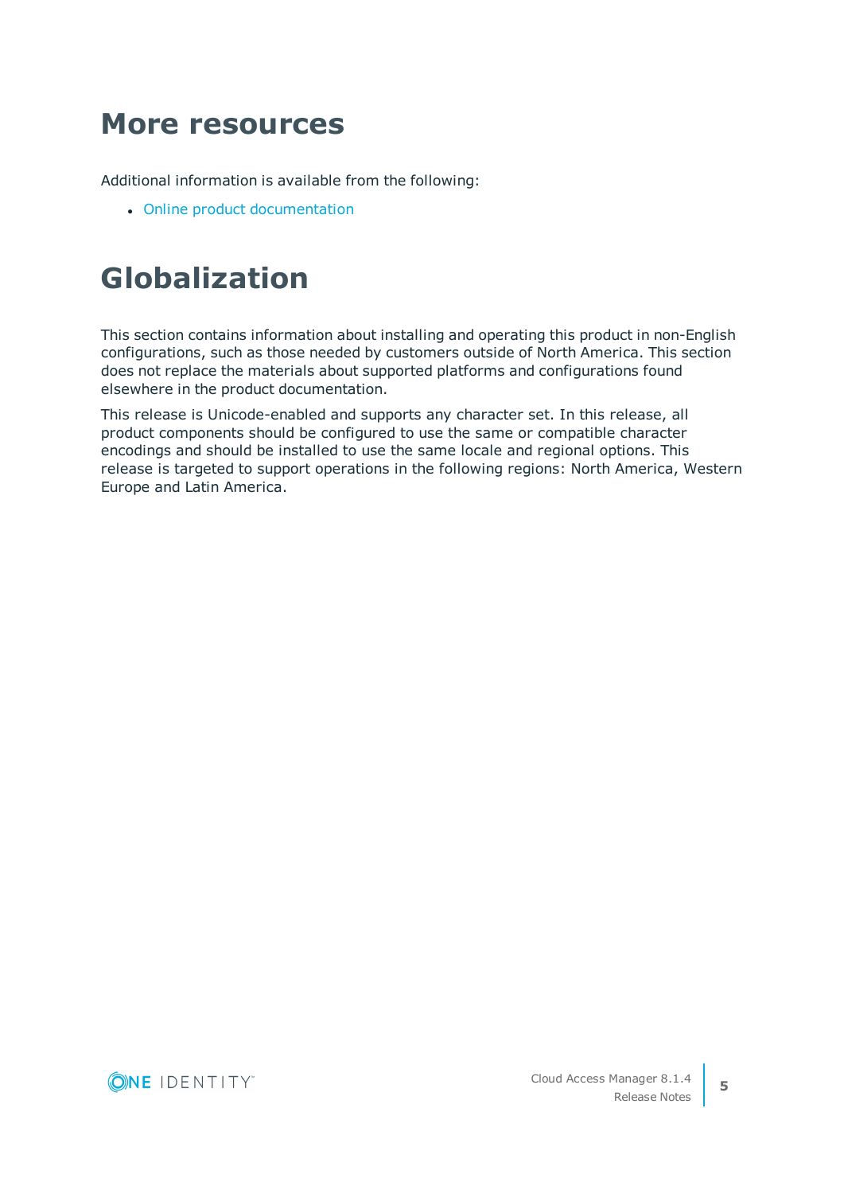# More resources

Additional information is available from the following:

- Online product documentation

# Globalization

This section contains information about installing and operating this product in non-English configurations, such as those needed by customers outside of North America. This section does not replace the materials about supported platforms and configurations found elsewhere in the product documentation.

This release is Unicode-enabled and supports any character set. In this release, all product components should be configured to use the same or compatible character encodings and should be installed to use the same locale and regional options. This release is targeted to support operations in the following regions: North America, Western Europe and Latin America.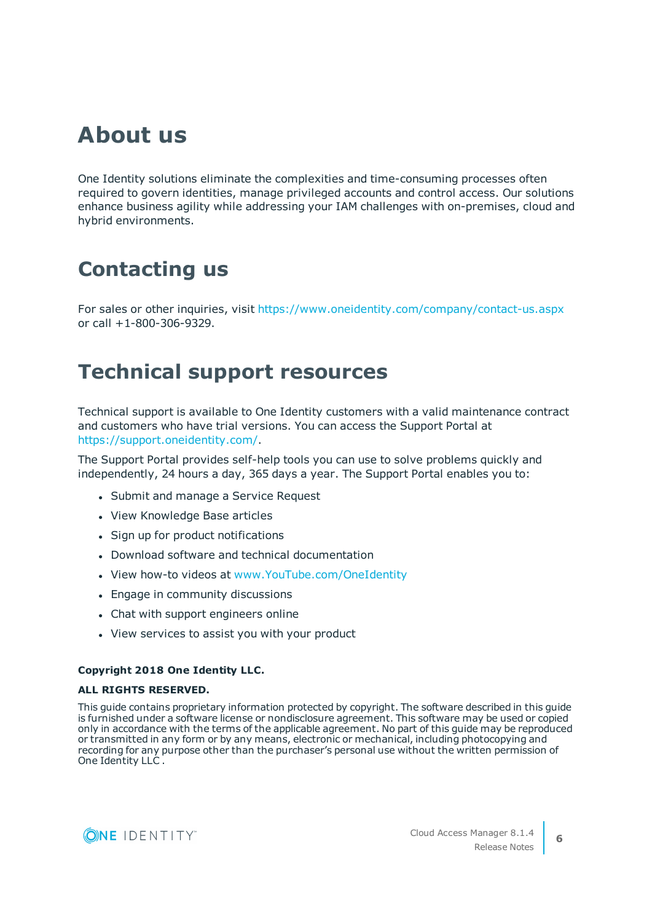# About us

One Identity solutions eliminate the complexities and time-consuming processes often required to govern identities, manage privileged accounts and control access. Our solutions enhance business agility while addressing your IAM challenges with on-premises, cloud and hybrid environments.

# Contacting us

For sales or other inquiries, visit https://www.oneidentity.com/company/contact-us.aspx or call +1-800-306-9329.

# Technical support resources

Technical support is available to One Identity customers with a valid maintenance contract and customers who have trial versions. You can access the Support Portal at https://support.oneidentity.com/.

The Support Portal provides self-help tools you can use to solve problems quickly and independently, 24 hours a day, 365 days a year. The Support Portal enables you to:

- Submit and manage a Service Request
- View Knowledge Base articles
- Sign up for product notifications
- Download software and technical documentation
- View how-to videos at www.YouTube.com/OneIdentity
- Engage in community discussions
- Chat with support engineers online
- View services to assist you with your product

**Copyright 2018 One Identity LLC.**

**ALL RIGHTS RESERVED.**

This guide contains proprietary information protected by copyright. The software described in this guide is furnished under a software license or nondisclosure agreement. This software may be used or copied only in accordance with the terms of the applicable agreement. No part of this guide may be reproduced or transmitted in any form or by any means, electronic or mechanical, including photocopying and recording for any purpose other than the purchaser's personal use without the written permission of One Identity LLC .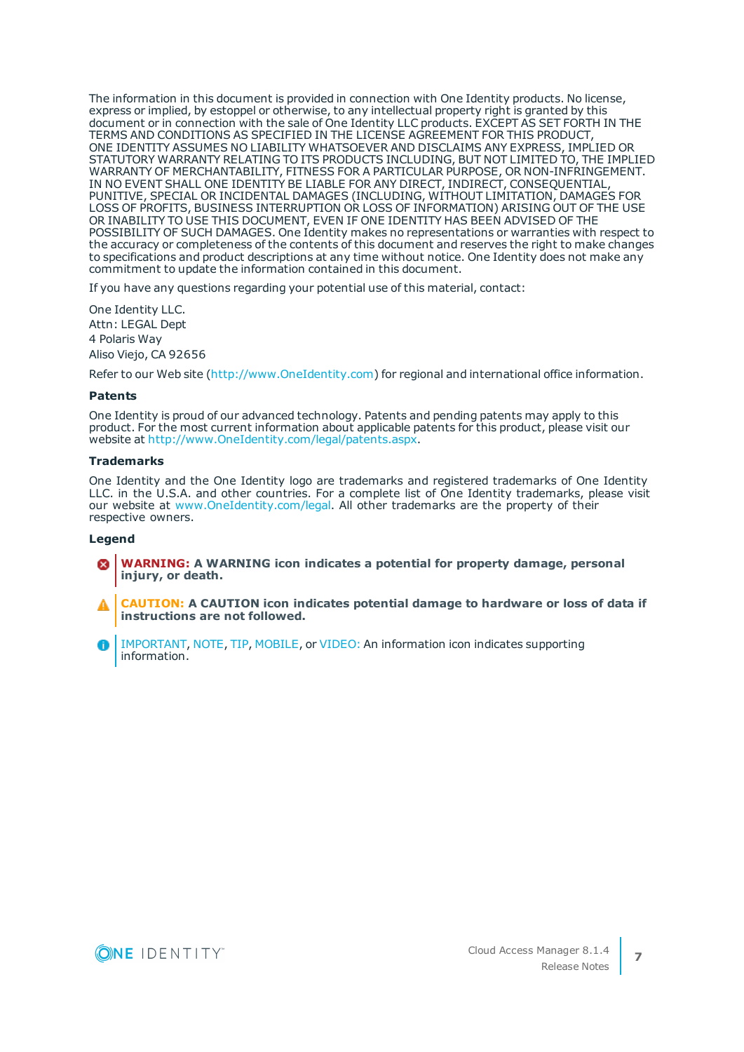The information in this document is provided in connection with One Identity products. No license, express or implied, by estoppel or otherwise, to any intellectual property right is granted by this document or in connection with the sale of One Identity LLC products. EXCEPT AS SET FORTH IN THE TERMS AND CONDITIONS AS SPECIFIED IN THE LICENSE AGREEMENT FOR THIS PRODUCT, ONE IDENTITY ASSUMES NO LIABILITY WHATSOEVER AND DISCLAIMS ANY EXPRESS, IMPLIED OR STATUTORY WARRANTY RELATING TO ITS PRODUCTS INCLUDING, BUT NOT LIMITED TO, THE IMPLIED WARRANTY OF MERCHANTABILITY, FITNESS FOR A PARTICULAR PURPOSE, OR NON-INFRINGEMENT. IN NO EVENT SHALL ONE IDENTITY BE LIABLE FOR ANY DIRECT, INDIRECT, CONSEQUENTIAL, PUNITIVE, SPECIAL OR INCIDENTAL DAMAGES (INCLUDING, WITHOUT LIMITATION, DAMAGES FOR LOSS OF PROFITS, BUSINESS INTERRUPTION OR LOSS OF INFORMATION) ARISING OUT OF THE USE OR INABILITY TO USE THIS DOCUMENT, EVEN IF ONE IDENTITY HAS BEEN ADVISED OF THE POSSIBILITY OF SUCH DAMAGES. One Identity makes no representations or warranties with respect to the accuracy or completeness of the contents of this document and reserves the right to make changes to specifications and product descriptions at any time without notice. One Identity does not make any commitment to update the information contained in this document.

If you have any questions regarding your potential use of this material, contact:

One Identity LLC.
Attn: LEGAL Dept
4 Polaris Way
Aliso Viejo, CA 92656

Refer to our Web site (http://www.OneIdentity.com) for regional and international office information.

### Patents

One Identity is proud of our advanced technology. Patents and pending patents may apply to this product. For the most current information about applicable patents for this product, please visit our website at http://www.OneIdentity.com/legal/patents.aspx.

### Trademarks

One Identity and the One Identity logo are trademarks and registered trademarks of One Identity LLC. in the U.S.A. and other countries. For a complete list of One Identity trademarks, please visit our website at www.OneIdentity.com/legal. All other trademarks are the property of their respective owners.

### Legend

**WARNING: A WARNING icon indicates a potential for property damage, personal injury, or death.**

**CAUTION: A CAUTION icon indicates potential damage to hardware or loss of data if instructions are not followed.**

IMPORTANT, NOTE, TIP, MOBILE, or VIDEO: An information icon indicates supporting information.